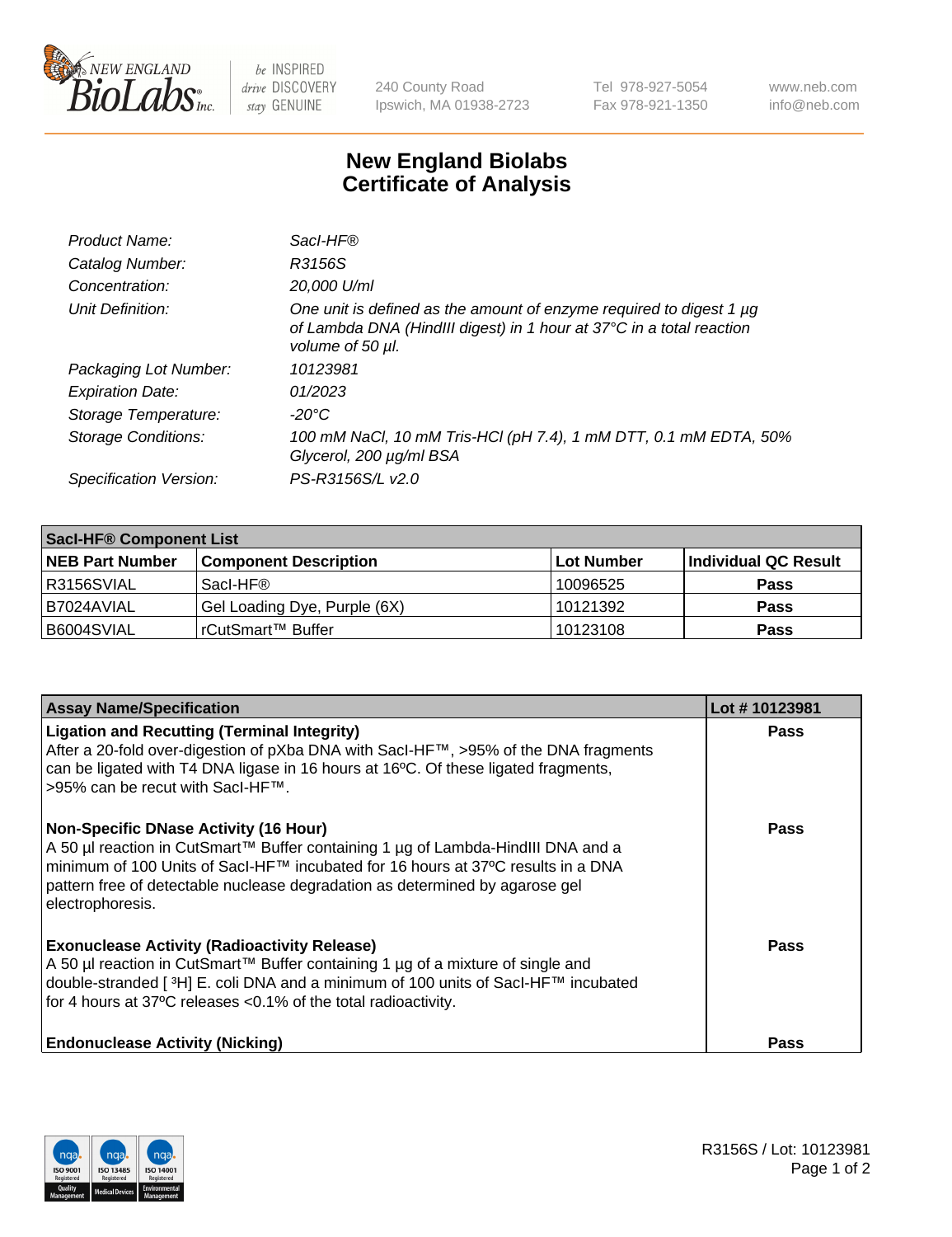# New England Biolabs
# Certificate of Analysis

| | |
|---|---|
| *Product Name:* | *SacI-HF®* |
| *Catalog Number:* | *R3156S* |
| *Concentration:* | *20,000 U/ml* |
| *Unit Definition:* | *One unit is defined as the amount of enzyme required to digest 1 µg of Lambda DNA (HindIII digest) in 1 hour at 37°C in a total reaction volume of 50 µl.* |
| *Packaging Lot Number:* | *10123981* |
| *Expiration Date:* | *01/2023* |
| *Storage Temperature:* | *-20°C* |
| *Storage Conditions:* | *100 mM NaCl, 10 mM Tris-HCl (pH 7.4), 1 mM DTT, 0.1 mM EDTA, 50% Glycerol, 200 µg/ml BSA* |
| *Specification Version:* | *PS-R3156S/L v2.0* |

| SacI-HF® Component List | | | |
|---|---|---|---|
| **NEB Part Number** | **Component Description** | **Lot Number** | **Individual QC Result** |
| R3156SVIAL | SacI-HF® | 10096525 | **Pass** |
| B7024AVIAL | Gel Loading Dye, Purple (6X) | 10121392 | **Pass** |
| B6004SVIAL | rCutSmart™ Buffer | 10123108 | **Pass** |

| Assay Name/Specification | Lot # 10123981 |
|---|---|
| **Ligation and Recutting (Terminal Integrity)**<br>After a 20-fold over-digestion of pXba DNA with SacI-HF™, >95% of the DNA fragments can be ligated with T4 DNA ligase in 16 hours at 16ºC. Of these ligated fragments, >95% can be recut with SacI-HF™. | **Pass** |
| **Non-Specific DNase Activity (16 Hour)**<br>A 50 µl reaction in CutSmart™ Buffer containing 1 µg of Lambda-HindIII DNA and a minimum of 100 Units of SacI-HF™ incubated for 16 hours at 37ºC results in a DNA pattern free of detectable nuclease degradation as determined by agarose gel electrophoresis. | **Pass** |
| **Exonuclease Activity (Radioactivity Release)**<br>A 50 µl reaction in CutSmart™ Buffer containing 1 µg of a mixture of single and double-stranded [ $^{3}$H] E. coli DNA and a minimum of 100 units of SacI-HF™ incubated for 4 hours at 37ºC releases <0.1% of the total radioactivity. | **Pass** |
| **Endonuclease Activity (Nicking)** | **Pass** |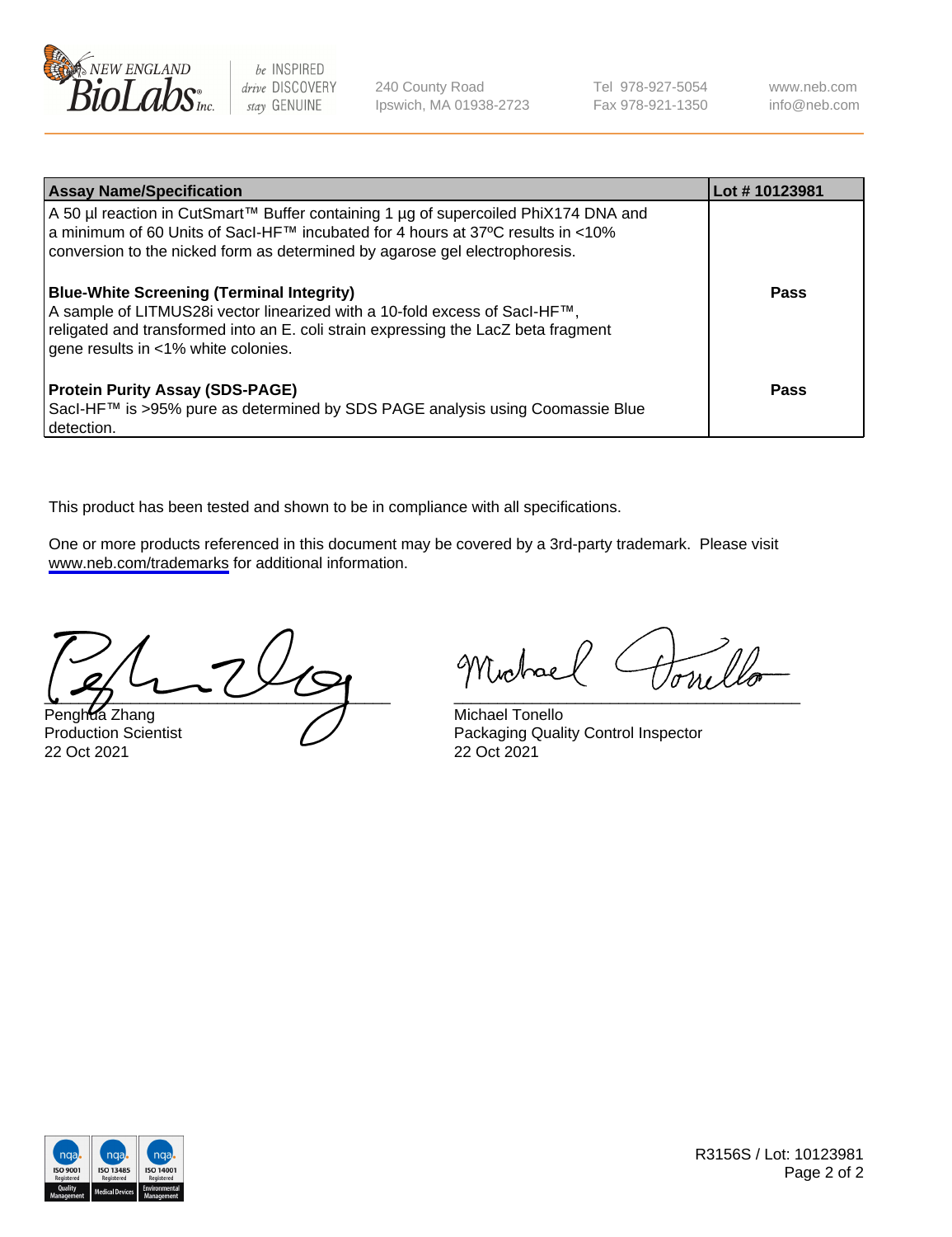240 County Road
Ipswich, MA 01938-2723

Tel 978-927-5054
Fax 978-921-1350

www.neb.com
info@neb.com

| Assay Name/Specification | Lot # 10123981 |
|---|---|
| A 50 µl reaction in CutSmart™ Buffer containing 1 µg of supercoiled PhiX174 DNA and a minimum of 60 Units of SacI-HF™ incubated for 4 hours at 37ºC results in <10% conversion to the nicked form as determined by agarose gel electrophoresis. | |
| **Blue-White Screening (Terminal Integrity)** A sample of LITMUS28i vector linearized with a 10-fold excess of SacI-HF™, religated and transformed into an E. coli strain expressing the LacZ beta fragment gene results in <1% white colonies. | **Pass** |
| **Protein Purity Assay (SDS-PAGE)** SacI-HF™ is >95% pure as determined by SDS PAGE analysis using Coomassie Blue detection. | **Pass** |

This product has been tested and shown to be in compliance with all specifications.

One or more products referenced in this document may be covered by a 3rd-party trademark. Please visit www.neb.com/trademarks for additional information.

Penghua Zhang
Production Scientist
22 Oct 2021

Michael Tonello
Packaging Quality Control Inspector
22 Oct 2021

R3156S / Lot: 10123981